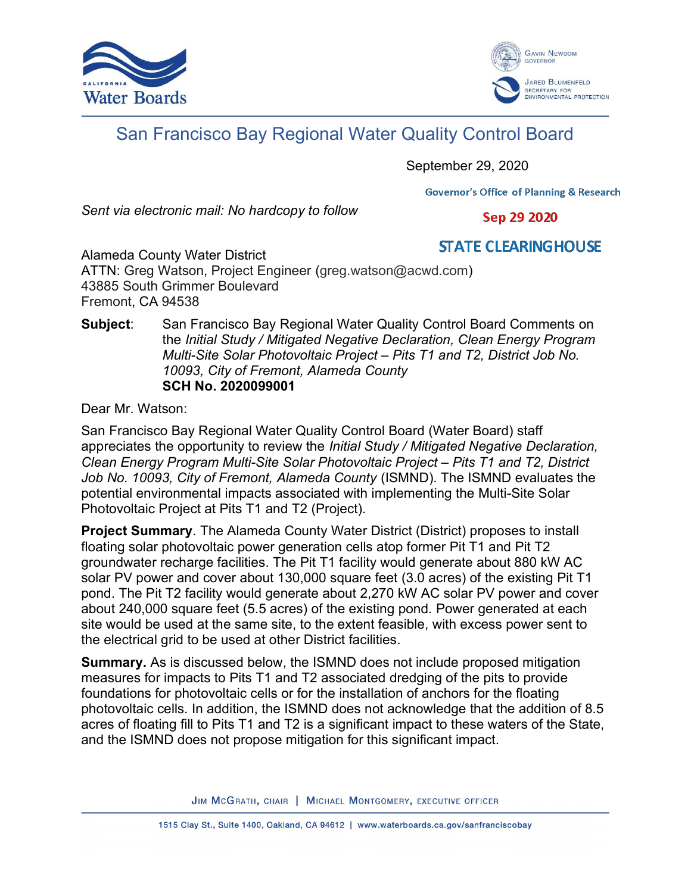California Water Boards

Gavin Newsom, Governor

Jared Blumenfeld, Secretary for Environmental Protection

# San Francisco Bay Regional Water Quality Control Board

September 29, 2020

Governor's Office of Planning & Research

*Sent via electronic mail: No hardcopy to follow*

Sep 29 2020

STATE CLEARINGHOUSE

Alameda County Water District
ATTN: Greg Watson, Project Engineer (greg.watson@acwd.com)
43885 South Grimmer Boulevard
Fremont, CA 94538

**Subject**: San Francisco Bay Regional Water Quality Control Board Comments on the *Initial Study / Mitigated Negative Declaration, Clean Energy Program Multi-Site Solar Photovoltaic Project – Pits T1 and T2, District Job No. 10093, City of Fremont, Alameda County*
**SCH No. 2020099001**

Dear Mr. Watson:

San Francisco Bay Regional Water Quality Control Board (Water Board) staff appreciates the opportunity to review the *Initial Study / Mitigated Negative Declaration, Clean Energy Program Multi-Site Solar Photovoltaic Project – Pits T1 and T2, District Job No. 10093, City of Fremont, Alameda County* (ISMND). The ISMND evaluates the potential environmental impacts associated with implementing the Multi-Site Solar Photovoltaic Project at Pits T1 and T2 (Project).

**Project Summary**. The Alameda County Water District (District) proposes to install floating solar photovoltaic power generation cells atop former Pit T1 and Pit T2 groundwater recharge facilities. The Pit T1 facility would generate about 880 kW AC solar PV power and cover about 130,000 square feet (3.0 acres) of the existing Pit T1 pond. The Pit T2 facility would generate about 2,270 kW AC solar PV power and cover about 240,000 square feet (5.5 acres) of the existing pond. Power generated at each site would be used at the same site, to the extent feasible, with excess power sent to the electrical grid to be used at other District facilities.

**Summary.** As is discussed below, the ISMND does not include proposed mitigation measures for impacts to Pits T1 and T2 associated dredging of the pits to provide foundations for photovoltaic cells or for the installation of anchors for the floating photovoltaic cells. In addition, the ISMND does not acknowledge that the addition of 8.5 acres of floating fill to Pits T1 and T2 is a significant impact to these waters of the State, and the ISMND does not propose mitigation for this significant impact.

Jim McGrath, Chair | Michael Montgomery, Executive Officer

1515 Clay St., Suite 1400, Oakland, CA 94612 | www.waterboards.ca.gov/sanfranciscobay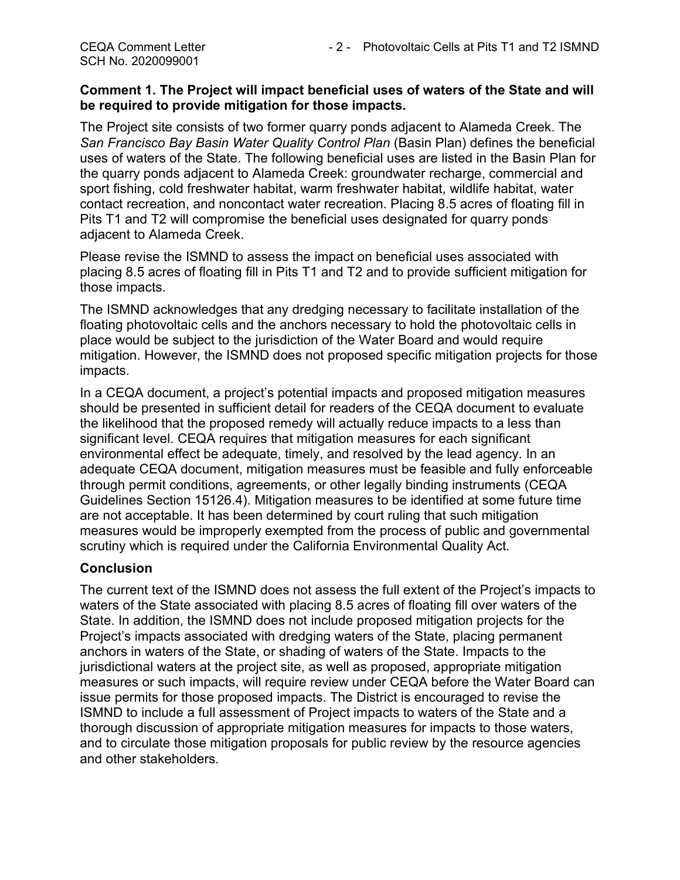**Comment 1. The Project will impact beneficial uses of waters of the State and will be required to provide mitigation for those impacts.**

The Project site consists of two former quarry ponds adjacent to Alameda Creek. The *San Francisco Bay Basin Water Quality Control Plan* (Basin Plan) defines the beneficial uses of waters of the State. The following beneficial uses are listed in the Basin Plan for the quarry ponds adjacent to Alameda Creek: groundwater recharge, commercial and sport fishing, cold freshwater habitat, warm freshwater habitat, wildlife habitat, water contact recreation, and noncontact water recreation. Placing 8.5 acres of floating fill in Pits T1 and T2 will compromise the beneficial uses designated for quarry ponds adjacent to Alameda Creek.

Please revise the ISMND to assess the impact on beneficial uses associated with placing 8.5 acres of floating fill in Pits T1 and T2 and to provide sufficient mitigation for those impacts.

The ISMND acknowledges that any dredging necessary to facilitate installation of the floating photovoltaic cells and the anchors necessary to hold the photovoltaic cells in place would be subject to the jurisdiction of the Water Board and would require mitigation. However, the ISMND does not proposed specific mitigation projects for those impacts.

In a CEQA document, a project's potential impacts and proposed mitigation measures should be presented in sufficient detail for readers of the CEQA document to evaluate the likelihood that the proposed remedy will actually reduce impacts to a less than significant level. CEQA requires that mitigation measures for each significant environmental effect be adequate, timely, and resolved by the lead agency. In an adequate CEQA document, mitigation measures must be feasible and fully enforceable through permit conditions, agreements, or other legally binding instruments (CEQA Guidelines Section 15126.4). Mitigation measures to be identified at some future time are not acceptable. It has been determined by court ruling that such mitigation measures would be improperly exempted from the process of public and governmental scrutiny which is required under the California Environmental Quality Act.

## Conclusion

The current text of the ISMND does not assess the full extent of the Project's impacts to waters of the State associated with placing 8.5 acres of floating fill over waters of the State. In addition, the ISMND does not include proposed mitigation projects for the Project's impacts associated with dredging waters of the State, placing permanent anchors in waters of the State, or shading of waters of the State. Impacts to the jurisdictional waters at the project site, as well as proposed, appropriate mitigation measures or such impacts, will require review under CEQA before the Water Board can issue permits for those proposed impacts. The District is encouraged to revise the ISMND to include a full assessment of Project impacts to waters of the State and a thorough discussion of appropriate mitigation measures for impacts to those waters, and to circulate those mitigation proposals for public review by the resource agencies and other stakeholders.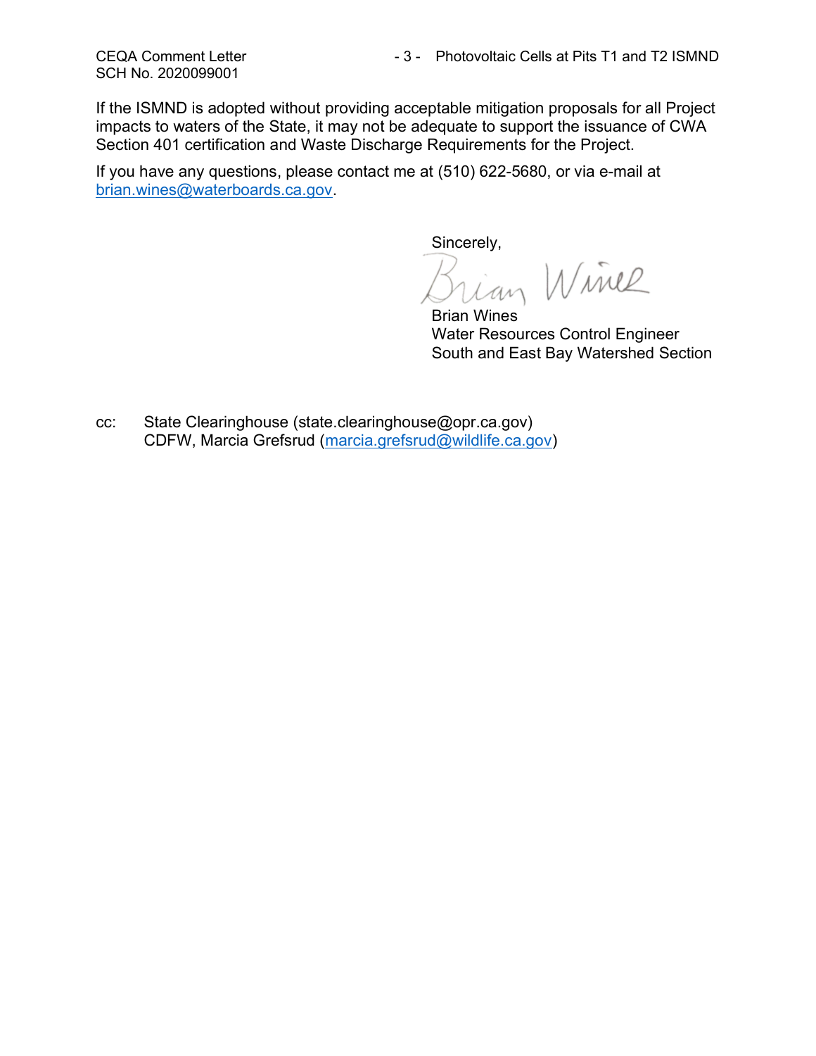If the ISMND is adopted without providing acceptable mitigation proposals for all Project impacts to waters of the State, it may not be adequate to support the issuance of CWA Section 401 certification and Waste Discharge Requirements for the Project.

If you have any questions, please contact me at (510) 622-5680, or via e-mail at brian.wines@waterboards.ca.gov.

Sincerely,

Brian Wines
Water Resources Control Engineer
South and East Bay Watershed Section

cc: State Clearinghouse (state.clearinghouse@opr.ca.gov)
CDFW, Marcia Grefsrud (marcia.grefsrud@wildlife.ca.gov)